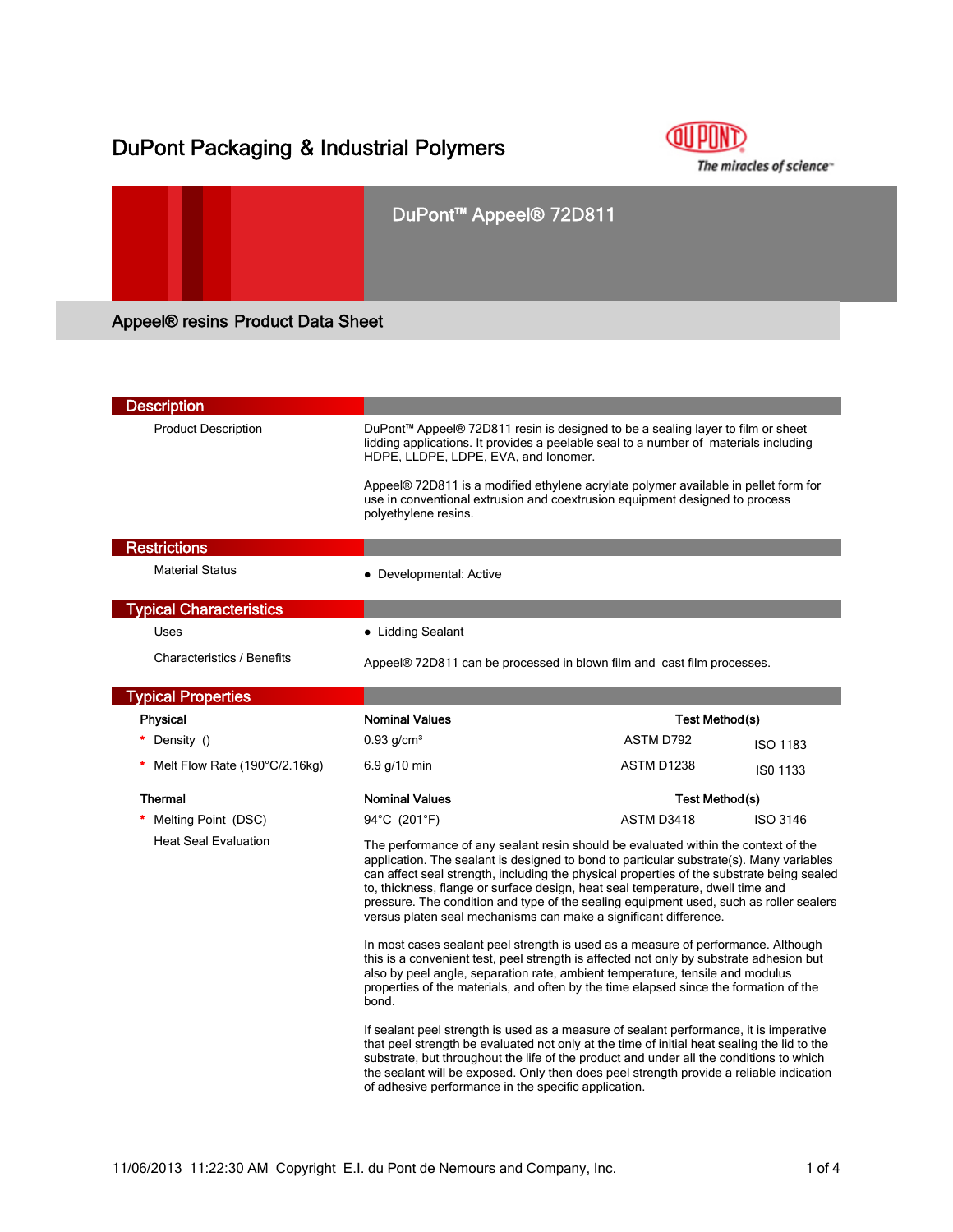# DuPont Packaging & Industrial Polymers

## DuPont™ Appeel® 72D811

### Appeel® resins Product Data Sheet

## Description

**Product Description**

DuPont™ Appeel® 72D811 resin is designed to be a sealing layer to film or sheet lidding applications. It provides a peelable seal to a number of materials including HDPE, LLDPE, LDPE, EVA, and Ionomer.

Appeel® 72D811 is a modified ethylene acrylate polymer available in pellet form for use in conventional extrusion and coextrusion equipment designed to process polyethylene resins.

## Restrictions

**Material Status**

- Developmental: Active

## Typical Characteristics

**Uses**

- Lidding Sealant

**Characteristics / Benefits**

Appeel® 72D811 can be processed in blown film and cast film processes.

## Typical Properties

| Physical | Nominal Values | Test Method(s) | |
|---|---|---|---|
| * Density () | 0.93 g/cm³ | ASTM D792 | ISO 1183 |
| * Melt Flow Rate (190°C/2.16kg) | 6.9 g/10 min | ASTM D1238 | IS0 1133 |

| Thermal | Nominal Values | Test Method(s) | |
|---|---|---|---|
| * Melting Point (DSC) | 94°C (201°F) | ASTM D3418 | ISO 3146 |

**Heat Seal Evaluation**

The performance of any sealant resin should be evaluated within the context of the application. The sealant is designed to bond to particular substrate(s). Many variables can affect seal strength, including the physical properties of the substrate being sealed to, thickness, flange or surface design, heat seal temperature, dwell time and pressure. The condition and type of the sealing equipment used, such as roller sealers versus platen seal mechanisms can make a significant difference.

In most cases sealant peel strength is used as a measure of performance. Although this is a convenient test, peel strength is affected not only by substrate adhesion but also by peel angle, separation rate, ambient temperature, tensile and modulus properties of the materials, and often by the time elapsed since the formation of the bond.

If sealant peel strength is used as a measure of sealant performance, it is imperative that peel strength be evaluated not only at the time of initial heat sealing the lid to the substrate, but throughout the life of the product and under all the conditions to which the sealant will be exposed. Only then does peel strength provide a reliable indication of adhesive performance in the specific application.

11/06/2013 11:22:30 AM Copyright E.I. du Pont de Nemours and Company, Inc.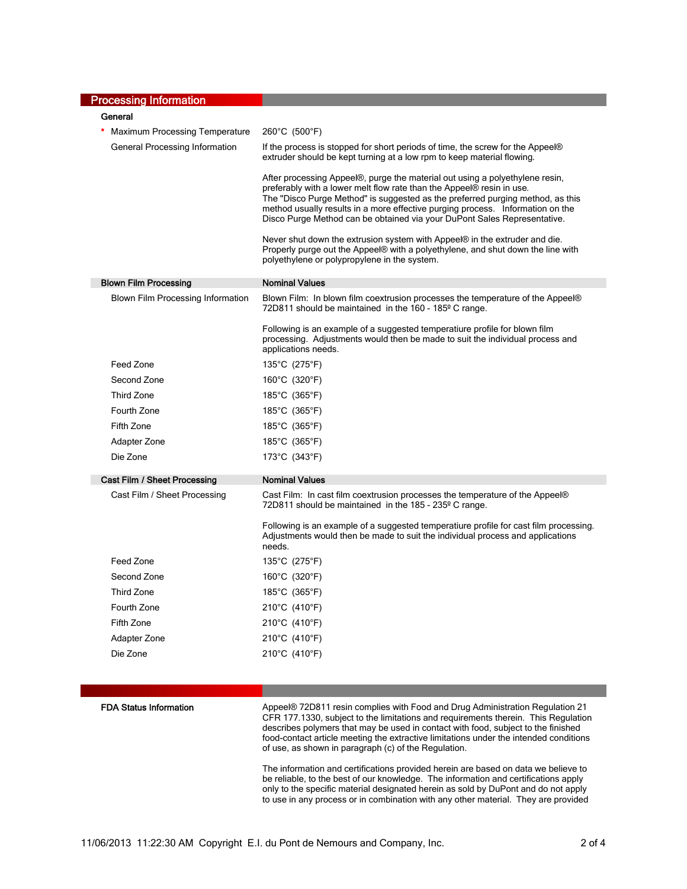## Processing Information

### General

| | |
|---|---|
| * Maximum Processing Temperature | 260°C (500°F) |
| General Processing Information | If the process is stopped for short periods of time, the screw for the Appeel® extruder should be kept turning at a low rpm to keep material flowing.<br><br>After processing Appeel®, purge the material out using a polyethylene resin, preferably with a lower melt flow rate than the Appeel® resin in use.<br>The "Disco Purge Method" is suggested as the preferred purging method, as this method usually results in a more effective purging process. Information on the Disco Purge Method can be obtained via your DuPont Sales Representative.<br><br>Never shut down the extrusion system with Appeel® in the extruder and die. Properly purge out the Appeel® with a polyethylene, and shut down the line with polyethylene or polypropylene in the system. |

| Blown Film Processing | Nominal Values |
|---|---|
| Blown Film Processing Information | Blown Film: In blown film coextrusion processes the temperature of the Appeel® 72D811 should be maintained in the 160 - 185º C range.<br><br>Following is an example of a suggested temperatiure profile for blown film processing. Adjustments would then be made to suit the individual process and applications needs. |
| Feed Zone | 135°C (275°F) |
| Second Zone | 160°C (320°F) |
| Third Zone | 185°C (365°F) |
| Fourth Zone | 185°C (365°F) |
| Fifth Zone | 185°C (365°F) |
| Adapter Zone | 185°C (365°F) |
| Die Zone | 173°C (343°F) |

| Cast Film / Sheet Processing | Nominal Values |
|---|---|
| Cast Film / Sheet Processing | Cast Film: In cast film coextrusion processes the temperature of the Appeel® 72D811 should be maintained in the 185 - 235º C range.<br><br>Following is an example of a suggested temperatiure profile for cast film processing. Adjustments would then be made to suit the individual process and applications needs. |
| Feed Zone | 135°C (275°F) |
| Second Zone | 160°C (320°F) |
| Third Zone | 185°C (365°F) |
| Fourth Zone | 210°C (410°F) |
| Fifth Zone | 210°C (410°F) |
| Adapter Zone | 210°C (410°F) |
| Die Zone | 210°C (410°F) |

**FDA Status Information**

Appeel® 72D811 resin complies with Food and Drug Administration Regulation 21 CFR 177.1330, subject to the limitations and requirements therein. This Regulation describes polymers that may be used in contact with food, subject to the finished food-contact article meeting the extractive limitations under the intended conditions of use, as shown in paragraph (c) of the Regulation.

The information and certifications provided herein are based on data we believe to be reliable, to the best of our knowledge. The information and certifications apply only to the specific material designated herein as sold by DuPont and do not apply to use in any process or in combination with any other material. They are provided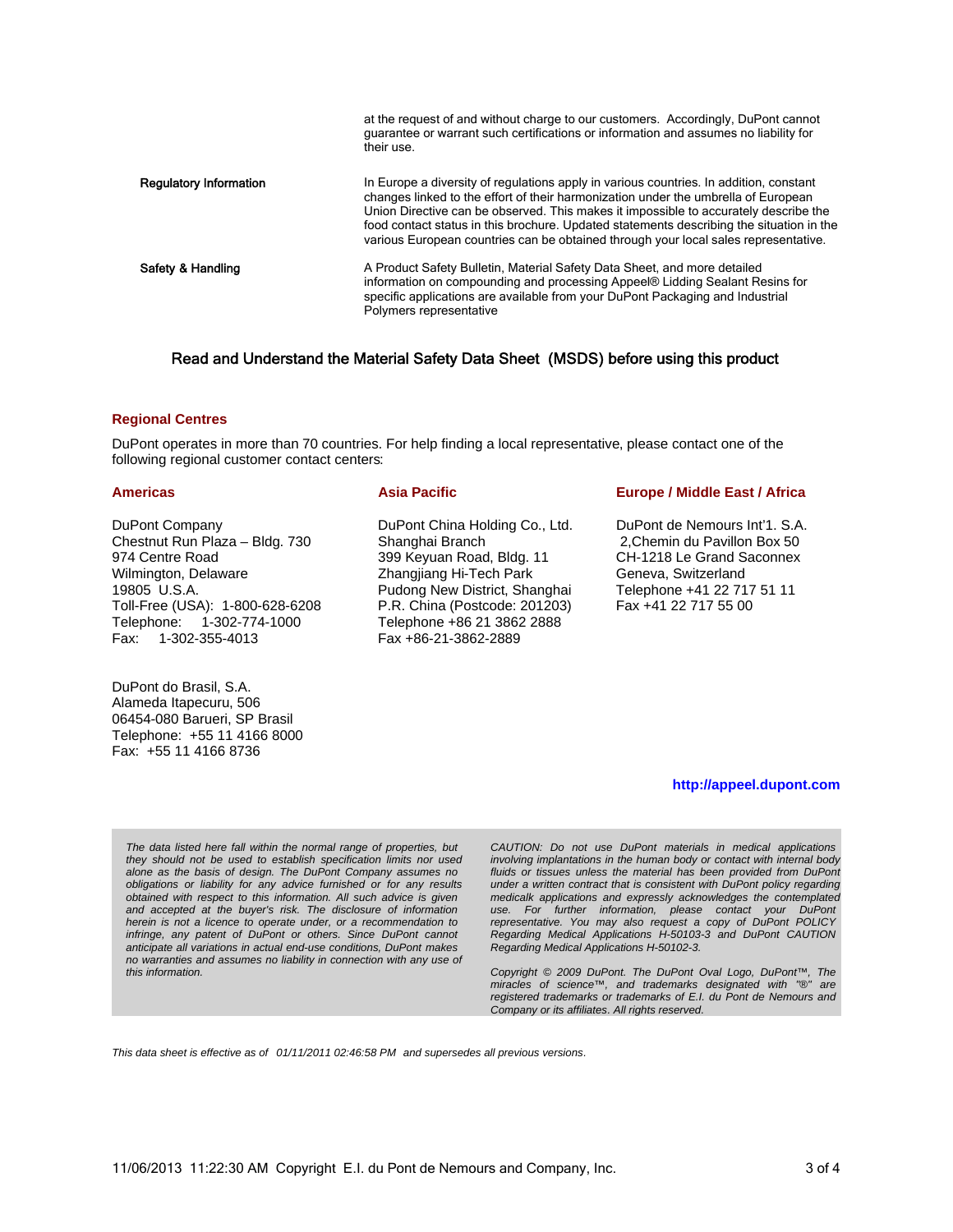at the request of and without charge to our customers. Accordingly, DuPont cannot guarantee or warrant such certifications or information and assumes no liability for their use.

| | |
|---|---|
| **Regulatory Information** | In Europe a diversity of regulations apply in various countries. In addition, constant changes linked to the effort of their harmonization under the umbrella of European Union Directive can be observed. This makes it impossible to accurately describe the food contact status in this brochure. Updated statements describing the situation in the various European countries can be obtained through your local sales representative. |
| **Safety & Handling** | A Product Safety Bulletin, Material Safety Data Sheet, and more detailed information on compounding and processing Appeel® Lidding Sealant Resins for specific applications are available from your DuPont Packaging and Industrial Polymers representative |

**Read and Understand the Material Safety Data Sheet (MSDS) before using this product**

## Regional Centres

DuPont operates in more than 70 countries. For help finding a local representative, please contact one of the following regional customer contact centers:

### Americas

DuPont Company
Chestnut Run Plaza – Bldg. 730
974 Centre Road
Wilmington, Delaware
19805 U.S.A.
Toll-Free (USA): 1-800-628-6208
Telephone: 1-302-774-1000
Fax: 1-302-355-4013

DuPont do Brasil, S.A.
Alameda Itapecuru, 506
06454-080 Barueri, SP Brasil
Telephone: +55 11 4166 8000
Fax: +55 11 4166 8736

### Asia Pacific

DuPont China Holding Co., Ltd.
Shanghai Branch
399 Keyuan Road, Bldg. 11
Zhangjiang Hi-Tech Park
Pudong New District, Shanghai
P.R. China (Postcode: 201203)
Telephone +86 21 3862 2888
Fax +86-21-3862-2889

### Europe / Middle East / Africa

DuPont de Nemours Int'1. S.A.
2,Chemin du Pavillon Box 50
CH-1218 Le Grand Saconnex
Geneva, Switzerland
Telephone +41 22 717 51 11
Fax +41 22 717 55 00

**http://appeel.dupont.com**

*The data listed here fall within the normal range of properties, but they should not be used to establish specification limits nor used alone as the basis of design. The DuPont Company assumes no obligations or liability for any advice furnished or for any results obtained with respect to this information. All such advice is given and accepted at the buyer's risk. The disclosure of information herein is not a licence to operate under, or a recommendation to infringe, any patent of DuPont or others. Since DuPont cannot anticipate all variations in actual end-use conditions, DuPont makes no warranties and assumes no liability in connection with any use of this information.*

*CAUTION: Do not use DuPont materials in medical applications involving implantations in the human body or contact with internal body fluids or tissues unless the material has been provided from DuPont under a written contract that is consistent with DuPont policy regarding medicalk applications and expressly acknowledges the contemplated use. For further information, please contact your DuPont representative. You may also request a copy of DuPont POLICY Regarding Medical Applications H-50103-3 and DuPont CAUTION Regarding Medical Applications H-50102-3.*

*Copyright © 2009 DuPont. The DuPont Oval Logo, DuPont™, The miracles of science™, and trademarks designated with "®" are registered trademarks or trademarks of E.I. du Pont de Nemours and Company or its affiliates. All rights reserved.*

*This data sheet is effective as of 01/11/2011 02:46:58 PM and supersedes all previous versions.*